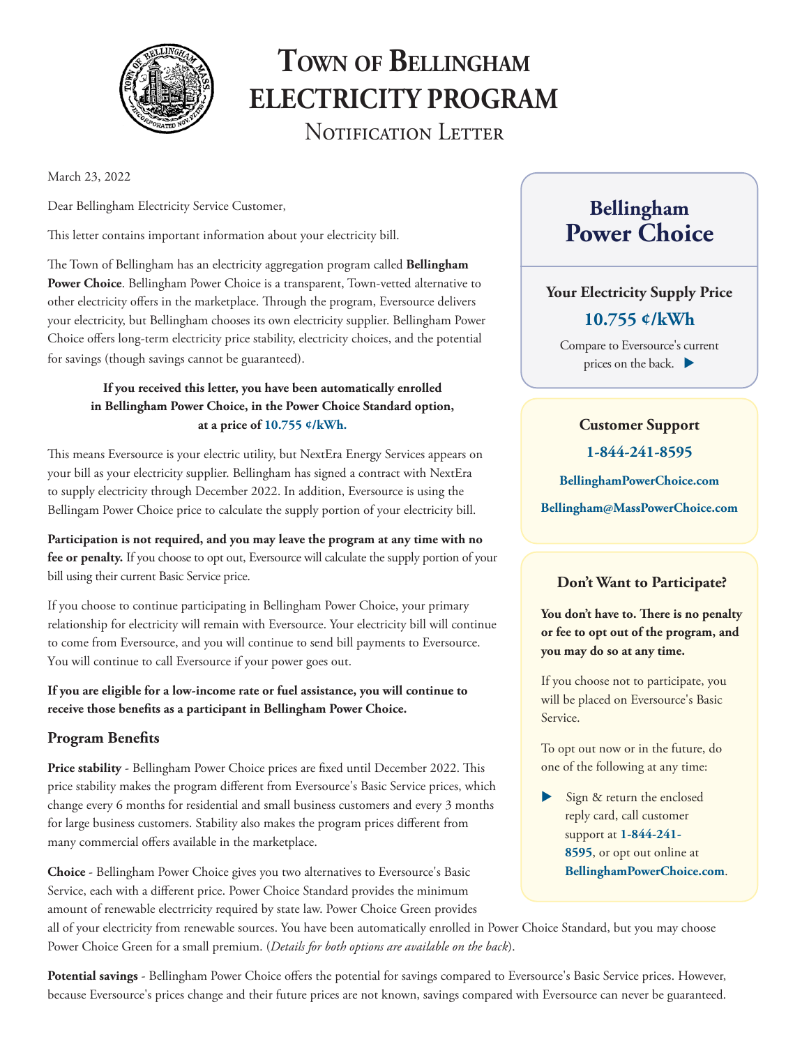# Town of Bellingham Electricity Program

## Notification Letter

March 23, 2022

Dear Bellingham Electricity Service Customer,

This letter contains important information about your electricity bill.

The Town of Bellingham has an electricity aggregation program called **Bellingham Power Choice**. Bellingham Power Choice is a transparent, Town-vetted alternative to other electricity offers in the marketplace. Through the program, Eversource delivers your electricity, but Bellingham chooses its own electricity supplier. Bellingham Power Choice offers long-term electricity price stability, electricity choices, and the potential for savings (though savings cannot be guaranteed).

**If you received this letter, you have been automatically enrolled in Bellingham Power Choice, in the Power Choice Standard option, at a price of 10.755 ¢/kWh.**

This means Eversource is your electric utility, but NextEra Energy Services appears on your bill as your electricity supplier. Bellingham has signed a contract with NextEra to supply electricity through December 2022. In addition, Eversource is using the Bellingam Power Choice price to calculate the supply portion of your electricity bill.

**Participation is not required, and you may leave the program at any time with no fee or penalty.** If you choose to opt out, Eversource will calculate the supply portion of your bill using their current Basic Service price.

If you choose to continue participating in Bellingham Power Choice, your primary relationship for electricity will remain with Eversource. Your electricity bill will continue to come from Eversource, and you will continue to send bill payments to Eversource. You will continue to call Eversource if your power goes out.

**If you are eligible for a low-income rate or fuel assistance, you will continue to receive those benefits as a participant in Bellingham Power Choice.**

### Program Benefits

**Price stability** - Bellingham Power Choice prices are fixed until December 2022. This price stability makes the program different from Eversource's Basic Service prices, which change every 6 months for residential and small business customers and every 3 months for large business customers. Stability also makes the program prices different from many commercial offers available in the marketplace.

**Choice** - Bellingham Power Choice gives you two alternatives to Eversource's Basic Service, each with a different price. Power Choice Standard provides the minimum amount of renewable electrricity required by state law. Power Choice Green provides all of your electricity from renewable sources. You have been automatically enrolled in Power Choice Standard, but you may choose Power Choice Green for a small premium. (*Details for both options are available on the back*).

**Potential savings** - Bellingham Power Choice offers the potential for savings compared to Eversource's Basic Service prices. However, because Eversource's prices change and their future prices are not known, savings compared with Eversource can never be guaranteed.

---

## Bellingham Power Choice

**Your Electricity Supply Price**

**10.755 ¢/kWh**

Compare to Eversource's current prices on the back. ▶

---

**Customer Support**

**1-844-241-8595**

**BellinghamPowerChoice.com**

**Bellingham@MassPowerChoice.com**

---

**Don't Want to Participate?**

**You don't have to. There is no penalty or fee to opt out of the program, and you may do so at any time.**

If you choose not to participate, you will be placed on Eversource's Basic Service.

To opt out now or in the future, do one of the following at any time:

- Sign & return the enclosed reply card, call customer support at **1-844-241-8595**, or opt out online at **BellinghamPowerChoice.com**.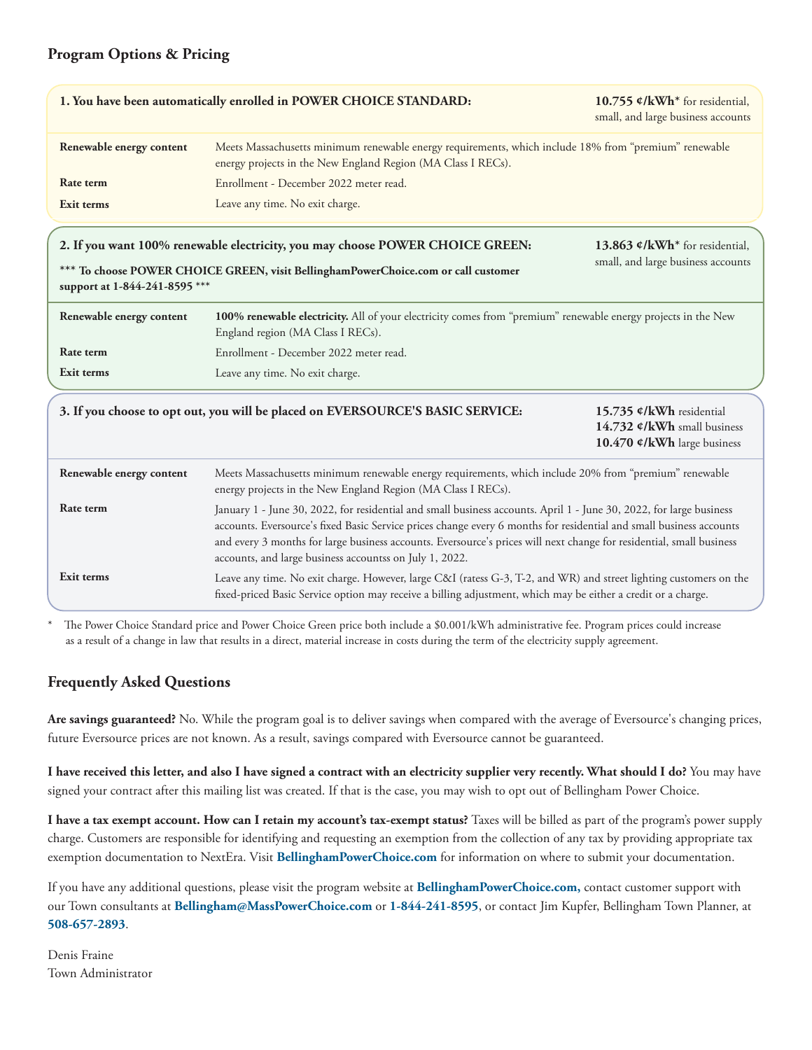## Program Options & Pricing

**1. You have been automatically enrolled in POWER CHOICE STANDARD:** — **10.755 ¢/kWh*** for residential, small, and large business accounts

| | |
|---|---|
| **Renewable energy content** | Meets Massachusetts minimum renewable energy requirements, which include 18% from "premium" renewable energy projects in the New England Region (MA Class I RECs). |
| **Rate term** | Enrollment - December 2022 meter read. |
| **Exit terms** | Leave any time. No exit charge. |

**2. If you want 100% renewable electricity, you may choose POWER CHOICE GREEN:** — **13.863 ¢/kWh*** for residential, small, and large business accounts

***** To choose POWER CHOICE GREEN, visit BellinghamPowerChoice.com or call customer support at 1-844-241-8595 *****

| | |
|---|---|
| **Renewable energy content** | **100% renewable electricity.** All of your electricity comes from "premium" renewable energy projects in the New England region (MA Class I RECs). |
| **Rate term** | Enrollment - December 2022 meter read. |
| **Exit terms** | Leave any time. No exit charge. |

**3. If you choose to opt out, you will be placed on EVERSOURCE'S BASIC SERVICE:** — **15.735 ¢/kWh** residential; **14.732 ¢/kWh** small business; **10.470 ¢/kWh** large business

| | |
|---|---|
| **Renewable energy content** | Meets Massachusetts minimum renewable energy requirements, which include 20% from "premium" renewable energy projects in the New England Region (MA Class I RECs). |
| **Rate term** | January 1 - June 30, 2022, for residential and small business accounts. April 1 - June 30, 2022, for large business accounts. Eversource's fixed Basic Service prices change every 6 months for residential and small business accounts and every 3 months for large business accounts. Eversource's prices will next change for residential, small business accounts, and large business accountss on July 1, 2022. |
| **Exit terms** | Leave any time. No exit charge. However, large C&I (ratess G-3, T-2, and WR) and street lighting customers on the fixed-priced Basic Service option may receive a billing adjustment, which may be either a credit or a charge. |

\* The Power Choice Standard price and Power Choice Green price both include a $0.001/kWh administrative fee. Program prices could increase as a result of a change in law that results in a direct, material increase in costs during the term of the electricity supply agreement.

## Frequently Asked Questions

**Are savings guaranteed?** No. While the program goal is to deliver savings when compared with the average of Eversource's changing prices, future Eversource prices are not known. As a result, savings compared with Eversource cannot be guaranteed.

**I have received this letter, and also I have signed a contract with an electricity supplier very recently. What should I do?** You may have signed your contract after this mailing list was created. If that is the case, you may wish to opt out of Bellingham Power Choice.

**I have a tax exempt account. How can I retain my account's tax-exempt status?** Taxes will be billed as part of the program's power supply charge. Customers are responsible for identifying and requesting an exemption from the collection of any tax by providing appropriate tax exemption documentation to NextEra. Visit **BellinghamPowerChoice.com** for information on where to submit your documentation.

If you have any additional questions, please visit the program website at **BellinghamPowerChoice.com,** contact customer support with our Town consultants at **Bellingham@MassPowerChoice.com** or **1-844-241-8595**, or contact Jim Kupfer, Bellingham Town Planner, at **508-657-2893**.

Denis Fraine
Town Administrator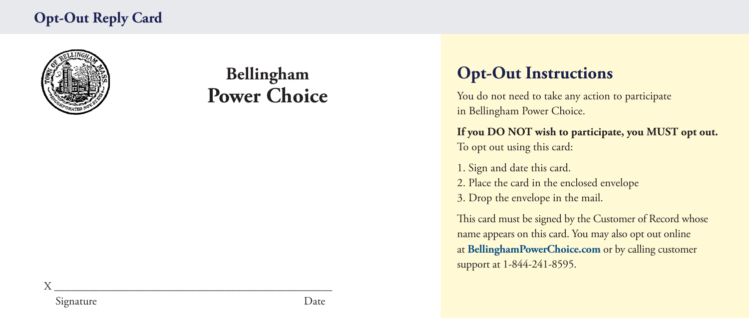## Opt-Out Reply Card

# Bellingham Power Choice

X ______________________________________________

Signature                                                                                Date

## Opt-Out Instructions

You do not need to take any action to participate in Bellingham Power Choice.

**If you DO NOT wish to participate, you MUST opt out.** To opt out using this card:

1. Sign and date this card.
2. Place the card in the enclosed envelope
3. Drop the envelope in the mail.

This card must be signed by the Customer of Record whose name appears on this card. You may also opt out online at **BellinghamPowerChoice.com** or by calling customer support at 1-844-241-8595.